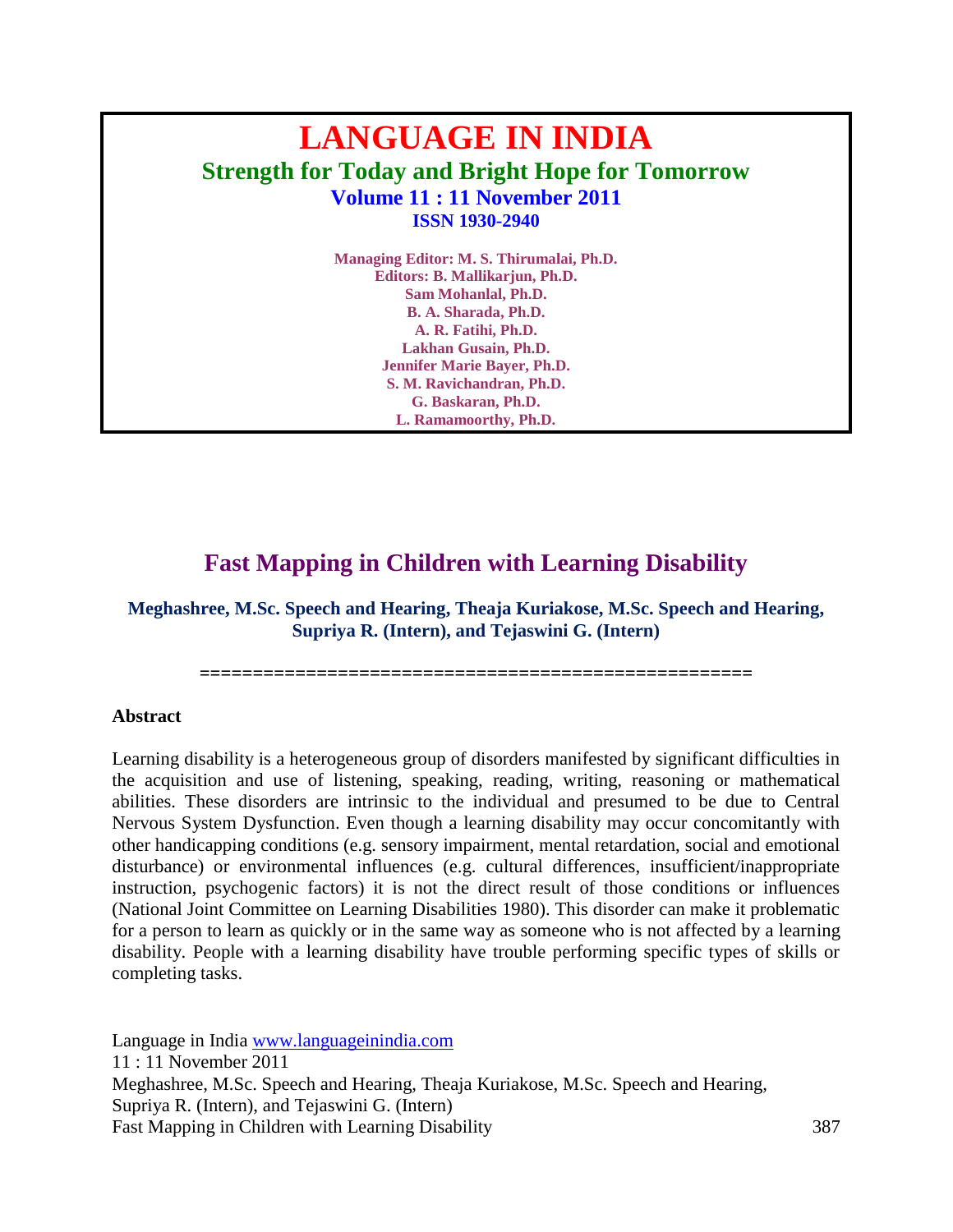# LANGUAGE IN INDIA

## Strength for Today and Bright Hope for Tomorrow

**Volume 11 : 11 November 2011**
**ISSN 1930-2940**

**Managing Editor: M. S. Thirumalai, Ph.D.**
**Editors: B. Mallikarjun, Ph.D.**
**Sam Mohanlal, Ph.D.**
**B. A. Sharada, Ph.D.**
**A. R. Fatihi, Ph.D.**
**Lakhan Gusain, Ph.D.**
**Jennifer Marie Bayer, Ph.D.**
**S. M. Ravichandran, Ph.D.**
**G. Baskaran, Ph.D.**
**L. Ramamoorthy, Ph.D.**

# Fast Mapping in Children with Learning Disability

**Meghashree, M.Sc. Speech and Hearing, Theaja Kuriakose, M.Sc. Speech and Hearing, Supriya R. (Intern), and Tejaswini G. (Intern)**

==================================================

### Abstract

Learning disability is a heterogeneous group of disorders manifested by significant difficulties in the acquisition and use of listening, speaking, reading, writing, reasoning or mathematical abilities. These disorders are intrinsic to the individual and presumed to be due to Central Nervous System Dysfunction. Even though a learning disability may occur concomitantly with other handicapping conditions (e.g. sensory impairment, mental retardation, social and emotional disturbance) or environmental influences (e.g. cultural differences, insufficient/inappropriate instruction, psychogenic factors) it is not the direct result of those conditions or influences (National Joint Committee on Learning Disabilities 1980). This disorder can make it problematic for a person to learn as quickly or in the same way as someone who is not affected by a learning disability. People with a learning disability have trouble performing specific types of skills or completing tasks.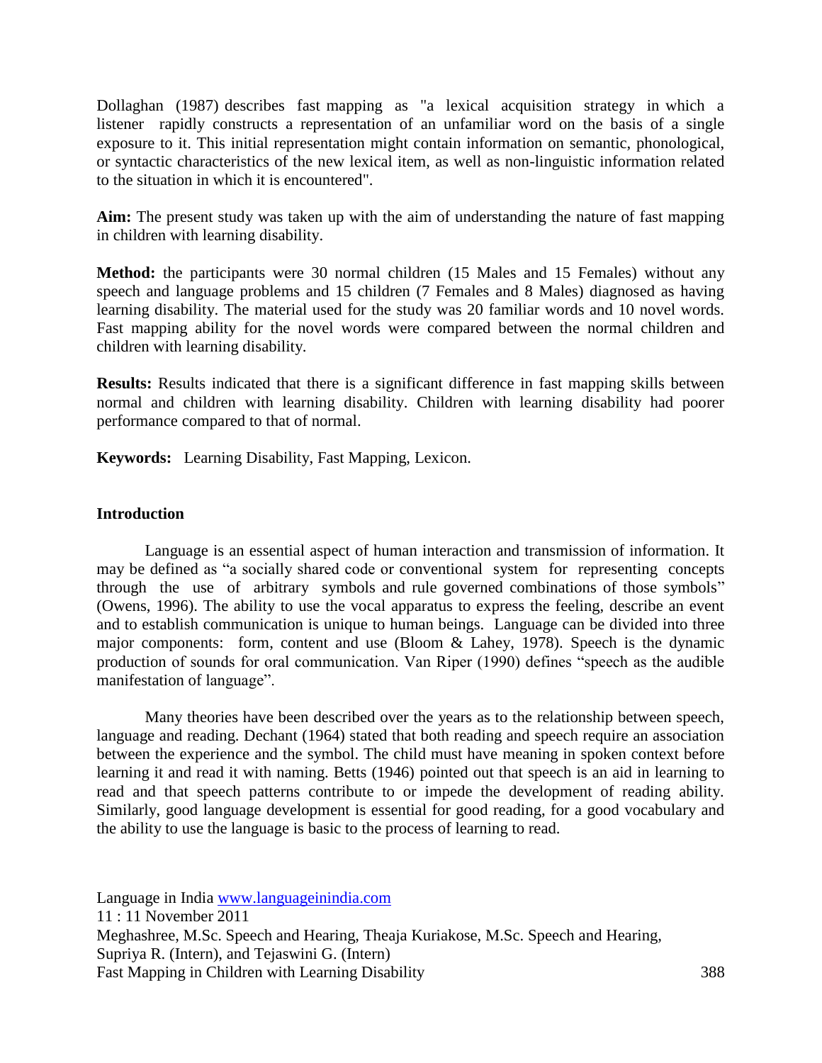Dollaghan (1987) describes fast mapping as "a lexical acquisition strategy in which a listener rapidly constructs a representation of an unfamiliar word on the basis of a single exposure to it. This initial representation might contain information on semantic, phonological, or syntactic characteristics of the new lexical item, as well as non-linguistic information related to the situation in which it is encountered".

**Aim:** The present study was taken up with the aim of understanding the nature of fast mapping in children with learning disability.

**Method:** the participants were 30 normal children (15 Males and 15 Females) without any speech and language problems and 15 children (7 Females and 8 Males) diagnosed as having learning disability. The material used for the study was 20 familiar words and 10 novel words. Fast mapping ability for the novel words were compared between the normal children and children with learning disability.

**Results:** Results indicated that there is a significant difference in fast mapping skills between normal and children with learning disability. Children with learning disability had poorer performance compared to that of normal.

**Keywords:** Learning Disability, Fast Mapping, Lexicon.

## Introduction

Language is an essential aspect of human interaction and transmission of information. It may be defined as "a socially shared code or conventional system for representing concepts through the use of arbitrary symbols and rule governed combinations of those symbols" (Owens, 1996). The ability to use the vocal apparatus to express the feeling, describe an event and to establish communication is unique to human beings. Language can be divided into three major components: form, content and use (Bloom & Lahey, 1978). Speech is the dynamic production of sounds for oral communication. Van Riper (1990) defines "speech as the audible manifestation of language".

Many theories have been described over the years as to the relationship between speech, language and reading. Dechant (1964) stated that both reading and speech require an association between the experience and the symbol. The child must have meaning in spoken context before learning it and read it with naming. Betts (1946) pointed out that speech is an aid in learning to read and that speech patterns contribute to or impede the development of reading ability. Similarly, good language development is essential for good reading, for a good vocabulary and the ability to use the language is basic to the process of learning to read.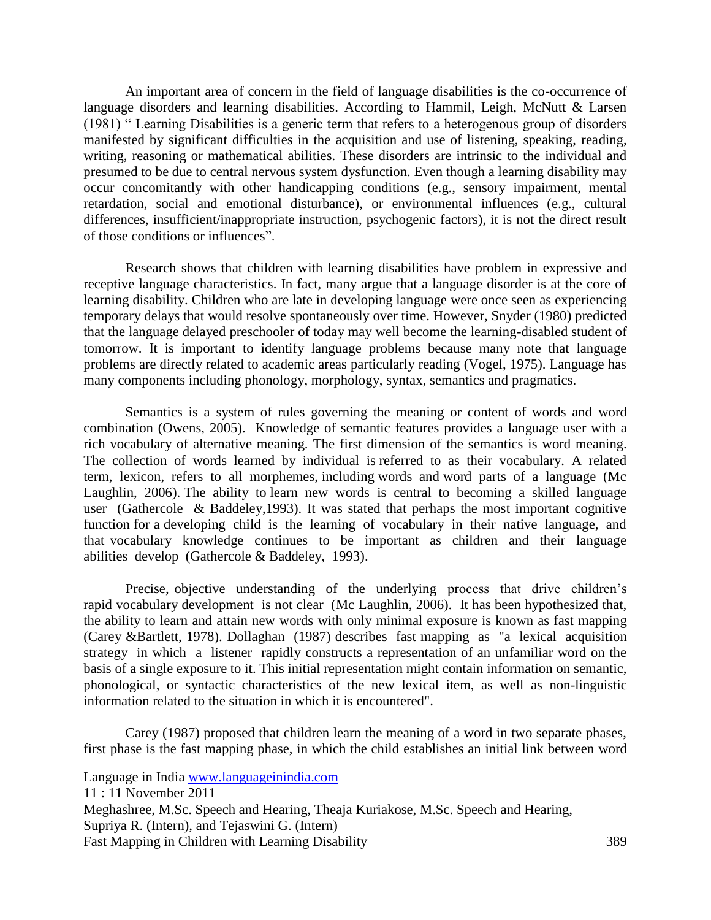An important area of concern in the field of language disabilities is the co-occurrence of language disorders and learning disabilities. According to Hammil, Leigh, McNutt & Larsen (1981) " Learning Disabilities is a generic term that refers to a heterogenous group of disorders manifested by significant difficulties in the acquisition and use of listening, speaking, reading, writing, reasoning or mathematical abilities. These disorders are intrinsic to the individual and presumed to be due to central nervous system dysfunction. Even though a learning disability may occur concomitantly with other handicapping conditions (e.g., sensory impairment, mental retardation, social and emotional disturbance), or environmental influences (e.g., cultural differences, insufficient/inappropriate instruction, psychogenic factors), it is not the direct result of those conditions or influences".

Research shows that children with learning disabilities have problem in expressive and receptive language characteristics. In fact, many argue that a language disorder is at the core of learning disability. Children who are late in developing language were once seen as experiencing temporary delays that would resolve spontaneously over time. However, Snyder (1980) predicted that the language delayed preschooler of today may well become the learning-disabled student of tomorrow. It is important to identify language problems because many note that language problems are directly related to academic areas particularly reading (Vogel, 1975). Language has many components including phonology, morphology, syntax, semantics and pragmatics.

Semantics is a system of rules governing the meaning or content of words and word combination (Owens, 2005). Knowledge of semantic features provides a language user with a rich vocabulary of alternative meaning. The first dimension of the semantics is word meaning. The collection of words learned by individual is referred to as their vocabulary. A related term, lexicon, refers to all morphemes, including words and word parts of a language (Mc Laughlin, 2006). The ability to learn new words is central to becoming a skilled language user (Gathercole & Baddeley,1993). It was stated that perhaps the most important cognitive function for a developing child is the learning of vocabulary in their native language, and that vocabulary knowledge continues to be important as children and their language abilities develop (Gathercole & Baddeley, 1993).

Precise, objective understanding of the underlying process that drive children's rapid vocabulary development is not clear (Mc Laughlin, 2006). It has been hypothesized that, the ability to learn and attain new words with only minimal exposure is known as fast mapping (Carey &Bartlett, 1978). Dollaghan (1987) describes fast mapping as "a lexical acquisition strategy in which a listener rapidly constructs a representation of an unfamiliar word on the basis of a single exposure to it. This initial representation might contain information on semantic, phonological, or syntactic characteristics of the new lexical item, as well as non-linguistic information related to the situation in which it is encountered".

Carey (1987) proposed that children learn the meaning of a word in two separate phases, first phase is the fast mapping phase, in which the child establishes an initial link between word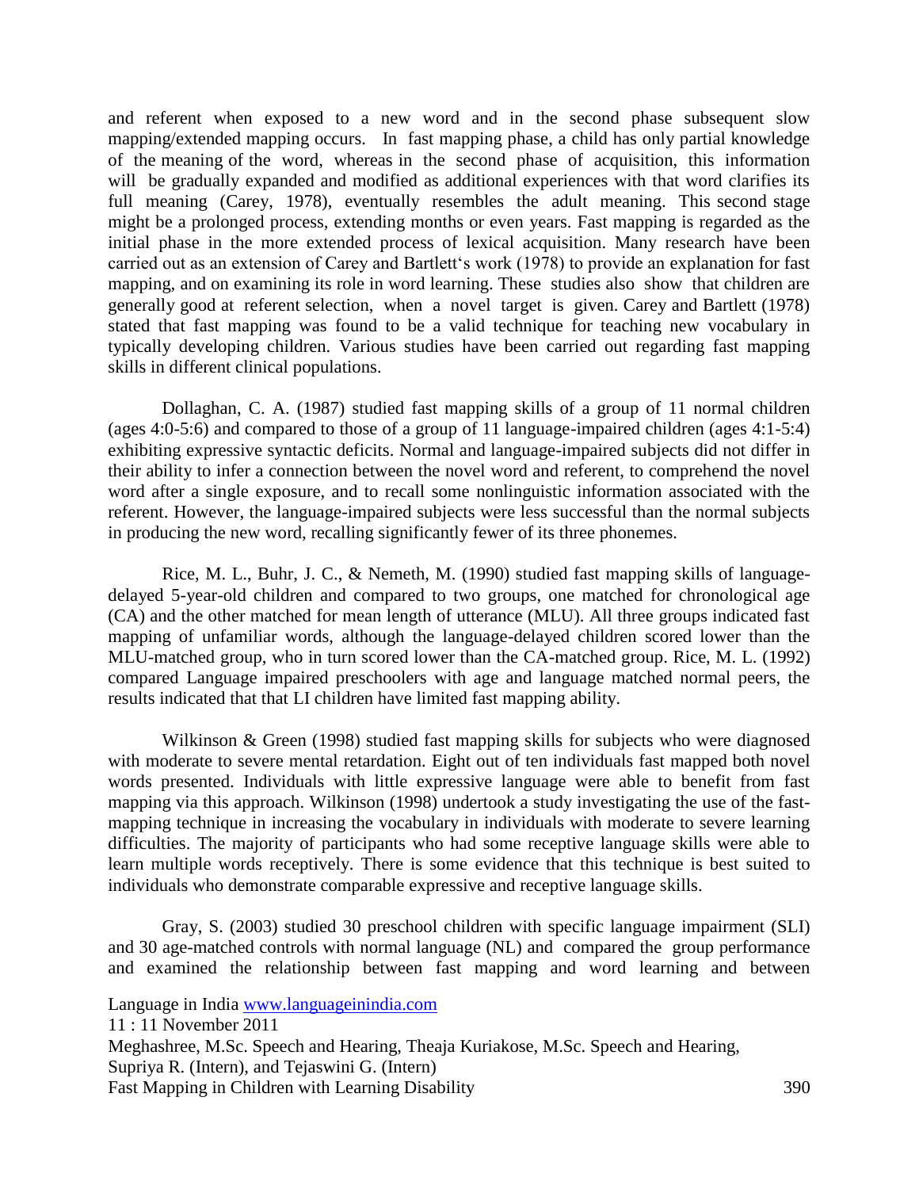and referent when exposed to a new word and in the second phase subsequent slow mapping/extended mapping occurs. In fast mapping phase, a child has only partial knowledge of the meaning of the word, whereas in the second phase of acquisition, this information will be gradually expanded and modified as additional experiences with that word clarifies its full meaning (Carey, 1978), eventually resembles the adult meaning. This second stage might be a prolonged process, extending months or even years. Fast mapping is regarded as the initial phase in the more extended process of lexical acquisition. Many research have been carried out as an extension of Carey and Bartlett's work (1978) to provide an explanation for fast mapping, and on examining its role in word learning. These studies also show that children are generally good at referent selection, when a novel target is given. Carey and Bartlett (1978) stated that fast mapping was found to be a valid technique for teaching new vocabulary in typically developing children. Various studies have been carried out regarding fast mapping skills in different clinical populations.

Dollaghan, C. A. (1987) studied fast mapping skills of a group of 11 normal children (ages 4:0-5:6) and compared to those of a group of 11 language-impaired children (ages 4:1-5:4) exhibiting expressive syntactic deficits. Normal and language-impaired subjects did not differ in their ability to infer a connection between the novel word and referent, to comprehend the novel word after a single exposure, and to recall some nonlinguistic information associated with the referent. However, the language-impaired subjects were less successful than the normal subjects in producing the new word, recalling significantly fewer of its three phonemes.

Rice, M. L., Buhr, J. C., & Nemeth, M. (1990) studied fast mapping skills of language-delayed 5-year-old children and compared to two groups, one matched for chronological age (CA) and the other matched for mean length of utterance (MLU). All three groups indicated fast mapping of unfamiliar words, although the language-delayed children scored lower than the MLU-matched group, who in turn scored lower than the CA-matched group. Rice, M. L. (1992) compared Language impaired preschoolers with age and language matched normal peers, the results indicated that that LI children have limited fast mapping ability.

Wilkinson & Green (1998) studied fast mapping skills for subjects who were diagnosed with moderate to severe mental retardation. Eight out of ten individuals fast mapped both novel words presented. Individuals with little expressive language were able to benefit from fast mapping via this approach. Wilkinson (1998) undertook a study investigating the use of the fast-mapping technique in increasing the vocabulary in individuals with moderate to severe learning difficulties. The majority of participants who had some receptive language skills were able to learn multiple words receptively. There is some evidence that this technique is best suited to individuals who demonstrate comparable expressive and receptive language skills.

Gray, S. (2003) studied 30 preschool children with specific language impairment (SLI) and 30 age-matched controls with normal language (NL) and compared the group performance and examined the relationship between fast mapping and word learning and between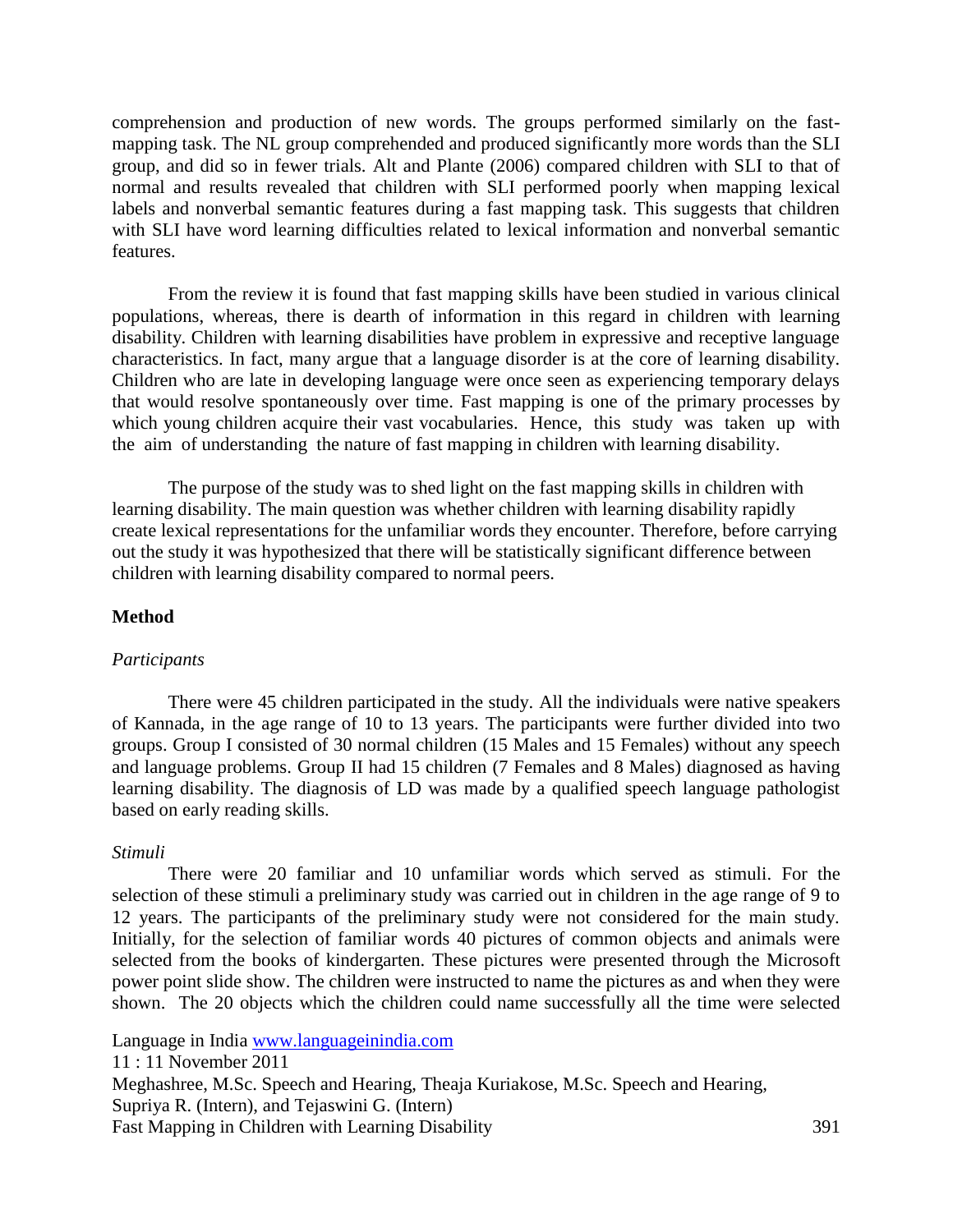comprehension and production of new words. The groups performed similarly on the fast-mapping task. The NL group comprehended and produced significantly more words than the SLI group, and did so in fewer trials. Alt and Plante (2006) compared children with SLI to that of normal and results revealed that children with SLI performed poorly when mapping lexical labels and nonverbal semantic features during a fast mapping task. This suggests that children with SLI have word learning difficulties related to lexical information and nonverbal semantic features.

From the review it is found that fast mapping skills have been studied in various clinical populations, whereas, there is dearth of information in this regard in children with learning disability. Children with learning disabilities have problem in expressive and receptive language characteristics. In fact, many argue that a language disorder is at the core of learning disability. Children who are late in developing language were once seen as experiencing temporary delays that would resolve spontaneously over time. Fast mapping is one of the primary processes by which young children acquire their vast vocabularies. Hence, this study was taken up with the aim of understanding the nature of fast mapping in children with learning disability.

The purpose of the study was to shed light on the fast mapping skills in children with learning disability. The main question was whether children with learning disability rapidly create lexical representations for the unfamiliar words they encounter. Therefore, before carrying out the study it was hypothesized that there will be statistically significant difference between children with learning disability compared to normal peers.

## Method

### *Participants*

There were 45 children participated in the study. All the individuals were native speakers of Kannada, in the age range of 10 to 13 years. The participants were further divided into two groups. Group I consisted of 30 normal children (15 Males and 15 Females) without any speech and language problems. Group II had 15 children (7 Females and 8 Males) diagnosed as having learning disability. The diagnosis of LD was made by a qualified speech language pathologist based on early reading skills.

### *Stimuli*

There were 20 familiar and 10 unfamiliar words which served as stimuli. For the selection of these stimuli a preliminary study was carried out in children in the age range of 9 to 12 years. The participants of the preliminary study were not considered for the main study. Initially, for the selection of familiar words 40 pictures of common objects and animals were selected from the books of kindergarten. These pictures were presented through the Microsoft power point slide show. The children were instructed to name the pictures as and when they were shown. The 20 objects which the children could name successfully all the time were selected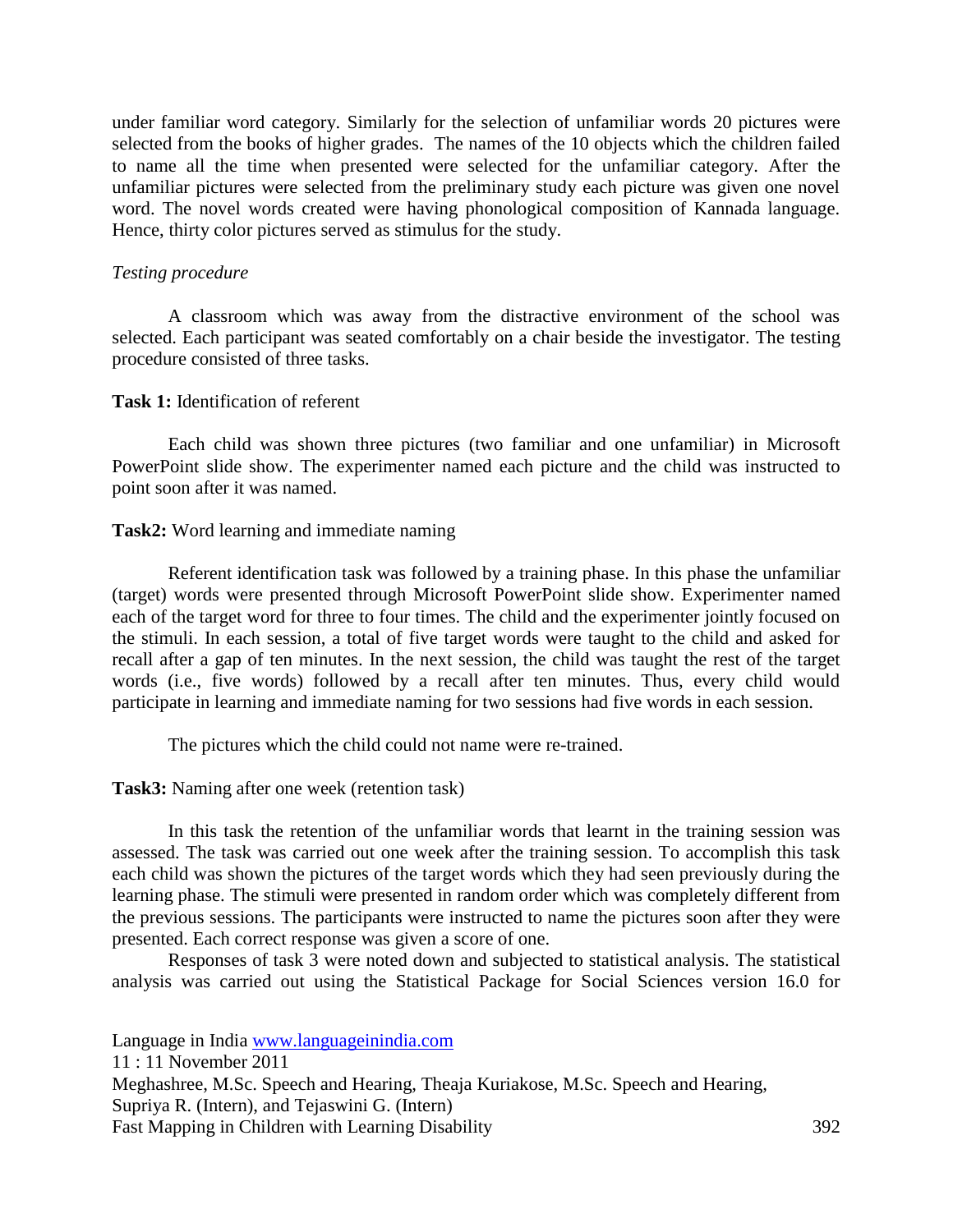under familiar word category. Similarly for the selection of unfamiliar words 20 pictures were selected from the books of higher grades. The names of the 10 objects which the children failed to name all the time when presented were selected for the unfamiliar category. After the unfamiliar pictures were selected from the preliminary study each picture was given one novel word. The novel words created were having phonological composition of Kannada language. Hence, thirty color pictures served as stimulus for the study.

*Testing procedure*

A classroom which was away from the distractive environment of the school was selected. Each participant was seated comfortably on a chair beside the investigator. The testing procedure consisted of three tasks.

**Task 1:** Identification of referent

Each child was shown three pictures (two familiar and one unfamiliar) in Microsoft PowerPoint slide show. The experimenter named each picture and the child was instructed to point soon after it was named.

**Task2:** Word learning and immediate naming

Referent identification task was followed by a training phase. In this phase the unfamiliar (target) words were presented through Microsoft PowerPoint slide show. Experimenter named each of the target word for three to four times. The child and the experimenter jointly focused on the stimuli. In each session, a total of five target words were taught to the child and asked for recall after a gap of ten minutes. In the next session, the child was taught the rest of the target words (i.e., five words) followed by a recall after ten minutes. Thus, every child would participate in learning and immediate naming for two sessions had five words in each session.

The pictures which the child could not name were re-trained.

**Task3:** Naming after one week (retention task)

In this task the retention of the unfamiliar words that learnt in the training session was assessed. The task was carried out one week after the training session. To accomplish this task each child was shown the pictures of the target words which they had seen previously during the learning phase. The stimuli were presented in random order which was completely different from the previous sessions. The participants were instructed to name the pictures soon after they were presented. Each correct response was given a score of one.

Responses of task 3 were noted down and subjected to statistical analysis. The statistical analysis was carried out using the Statistical Package for Social Sciences version 16.0 for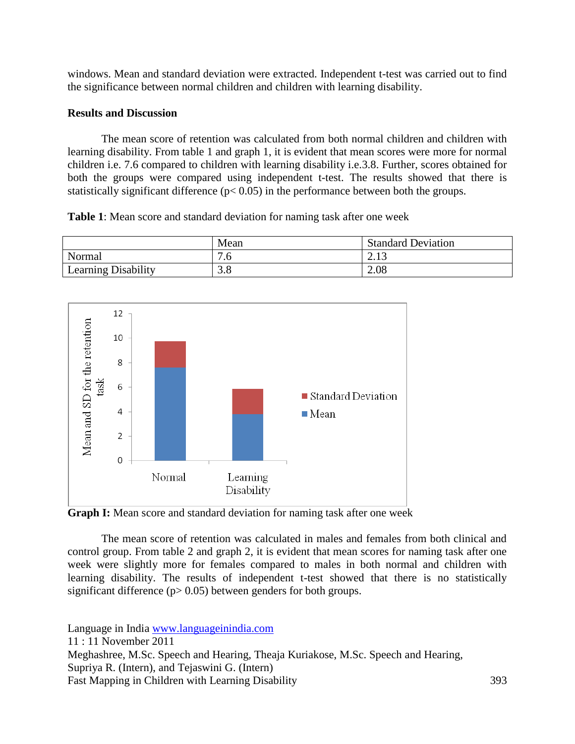windows. Mean and standard deviation were extracted. Independent t-test was carried out to find the significance between normal children and children with learning disability.

**Results and Discussion**

The mean score of retention was calculated from both normal children and children with learning disability. From table 1 and graph 1, it is evident that mean scores were more for normal children i.e. 7.6 compared to children with learning disability i.e.3.8. Further, scores obtained for both the groups were compared using independent t-test. The results showed that there is statistically significant difference ($p < 0.05$) in the performance between both the groups.

**Table 1**: Mean score and standard deviation for naming task after one week

| | Mean | Standard Deviation |
|---|---|---|
| Normal | 7.6 | 2.13 |
| Learning Disability | 3.8 | 2.08 |

**Graph I:** Mean score and standard deviation for naming task after one week

The mean score of retention was calculated in males and females from both clinical and control group. From table 2 and graph 2, it is evident that mean scores for naming task after one week were slightly more for females compared to males in both normal and children with learning disability. The results of independent t-test showed that there is no statistically significant difference ($p > 0.05$) between genders for both groups.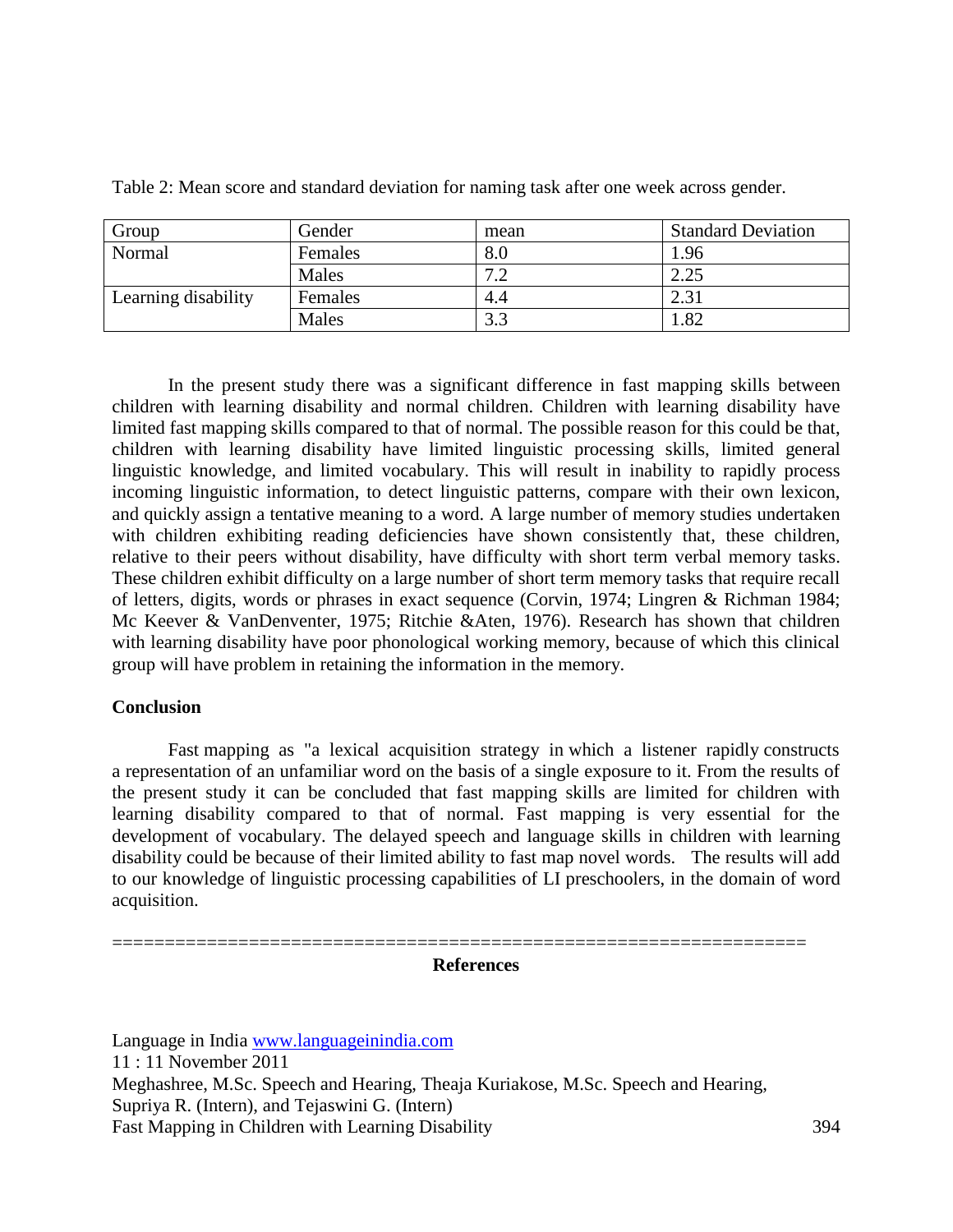Table 2: Mean score and standard deviation for naming task after one week across gender.

| Group | Gender | mean | Standard Deviation |
|---|---|---|---|
| Normal | Females | 8.0 | 1.96 |
| | Males | 7.2 | 2.25 |
| Learning disability | Females | 4.4 | 2.31 |
| | Males | 3.3 | 1.82 |

In the present study there was a significant difference in fast mapping skills between children with learning disability and normal children. Children with learning disability have limited fast mapping skills compared to that of normal. The possible reason for this could be that, children with learning disability have limited linguistic processing skills, limited general linguistic knowledge, and limited vocabulary. This will result in inability to rapidly process incoming linguistic information, to detect linguistic patterns, compare with their own lexicon, and quickly assign a tentative meaning to a word. A large number of memory studies undertaken with children exhibiting reading deficiencies have shown consistently that, these children, relative to their peers without disability, have difficulty with short term verbal memory tasks. These children exhibit difficulty on a large number of short term memory tasks that require recall of letters, digits, words or phrases in exact sequence (Corvin, 1974; Lingren & Richman 1984; Mc Keever & VanDenventer, 1975; Ritchie &Aten, 1976). Research has shown that children with learning disability have poor phonological working memory, because of which this clinical group will have problem in retaining the information in the memory.

## Conclusion

Fast mapping as "a lexical acquisition strategy in which a listener rapidly constructs a representation of an unfamiliar word on the basis of a single exposure to it. From the results of the present study it can be concluded that fast mapping skills are limited for children with learning disability compared to that of normal. Fast mapping is very essential for the development of vocabulary. The delayed speech and language skills in children with learning disability could be because of their limited ability to fast map novel words. The results will add to our knowledge of linguistic processing capabilities of LI preschoolers, in the domain of word acquisition.

==================================================================

## References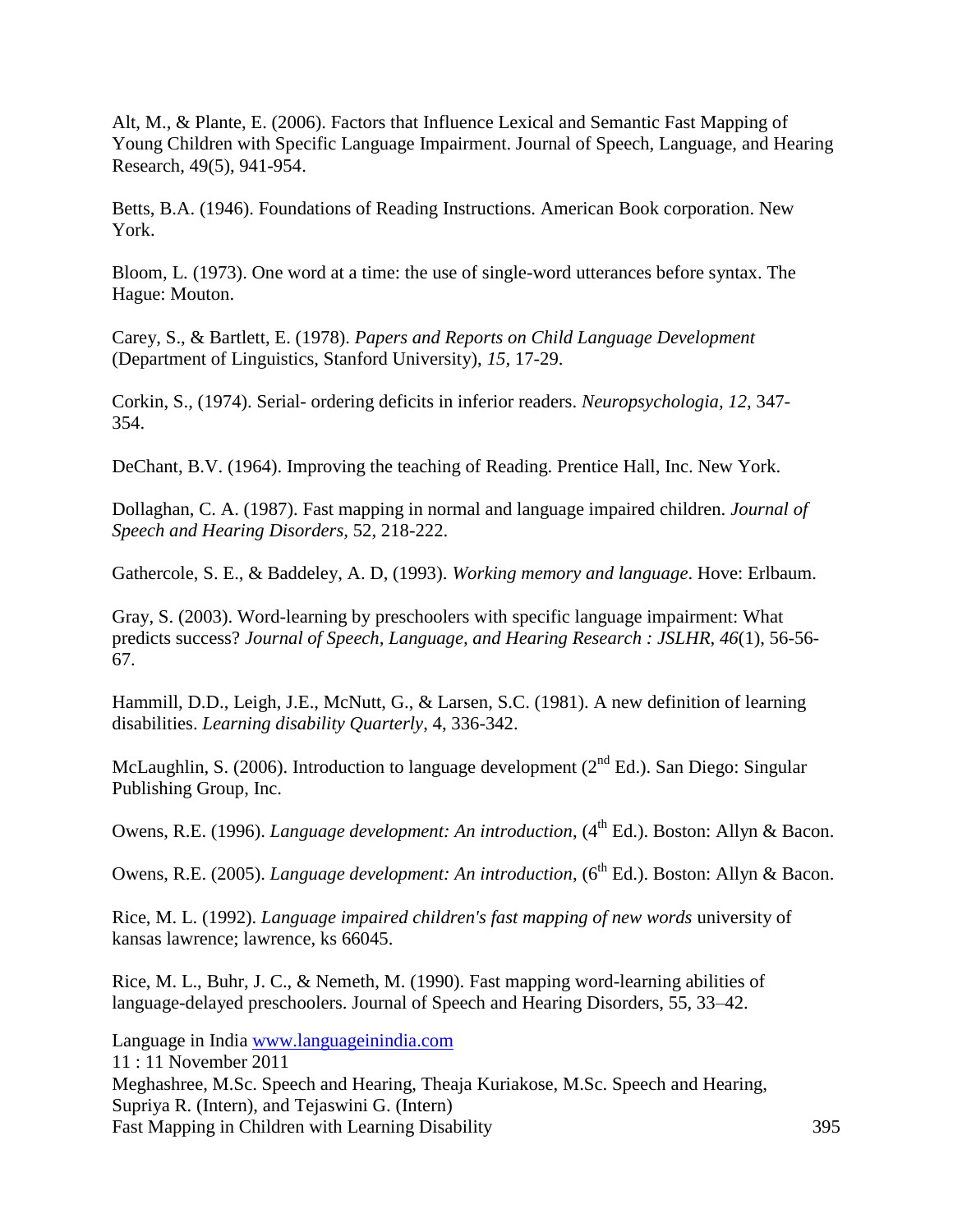Alt, M., & Plante, E. (2006). Factors that Influence Lexical and Semantic Fast Mapping of Young Children with Specific Language Impairment. Journal of Speech, Language, and Hearing Research, 49(5), 941-954.

Betts, B.A. (1946). Foundations of Reading Instructions. American Book corporation. New York.

Bloom, L. (1973). One word at a time: the use of single-word utterances before syntax. The Hague: Mouton.

Carey, S., & Bartlett, E. (1978). *Papers and Reports on Child Language Development* (Department of Linguistics, Stanford University), *15*, 17-29.

Corkin, S., (1974). Serial- ordering deficits in inferior readers. *Neuropsychologia, 12,* 347-354.

DeChant, B.V. (1964). Improving the teaching of Reading. Prentice Hall, Inc. New York.

Dollaghan, C. A. (1987). Fast mapping in normal and language impaired children. *Journal of Speech and Hearing Disorders*, 52, 218-222.

Gathercole, S. E., & Baddeley, A. D, (1993). *Working memory and language*. Hove: Erlbaum.

Gray, S. (2003). Word-learning by preschoolers with specific language impairment: What predicts success? *Journal of Speech, Language, and Hearing Research : JSLHR*, *46*(1), 56-56-67.

Hammill, D.D., Leigh, J.E., McNutt, G., & Larsen, S.C. (1981). A new definition of learning disabilities. *Learning disability Quarterly*, 4, 336-342.

McLaughlin, S. (2006). Introduction to language development (2nd Ed.). San Diego: Singular Publishing Group, Inc.

Owens, R.E. (1996). *Language development: An introduction*, (4th Ed.). Boston: Allyn & Bacon.

Owens, R.E. (2005). *Language development: An introduction*, (6th Ed.). Boston: Allyn & Bacon.

Rice, M. L. (1992). *Language impaired children's fast mapping of new words* university of kansas lawrence; lawrence, ks 66045.

Rice, M. L., Buhr, J. C., & Nemeth, M. (1990). Fast mapping word-learning abilities of language-delayed preschoolers. Journal of Speech and Hearing Disorders, 55, 33–42.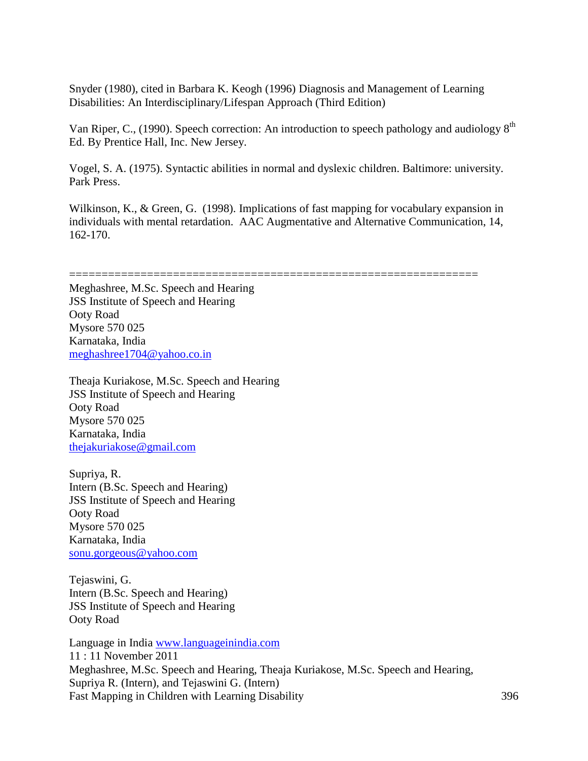Snyder (1980), cited in Barbara K. Keogh (1996) Diagnosis and Management of Learning Disabilities: An Interdisciplinary/Lifespan Approach (Third Edition)

Van Riper, C., (1990). Speech correction: An introduction to speech pathology and audiology 8th Ed. By Prentice Hall, Inc. New Jersey.

Vogel, S. A. (1975). Syntactic abilities in normal and dyslexic children. Baltimore: university. Park Press.

Wilkinson, K., & Green, G. (1998). Implications of fast mapping for vocabulary expansion in individuals with mental retardation. AAC Augmentative and Alternative Communication, 14, 162-170.

==============================================================

Meghashree, M.Sc. Speech and Hearing
JSS Institute of Speech and Hearing
Ooty Road
Mysore 570 025
Karnataka, India
meghashree1704@yahoo.co.in

Theaja Kuriakose, M.Sc. Speech and Hearing
JSS Institute of Speech and Hearing
Ooty Road
Mysore 570 025
Karnataka, India
thejakuriakose@gmail.com

Supriya, R.
Intern (B.Sc. Speech and Hearing)
JSS Institute of Speech and Hearing
Ooty Road
Mysore 570 025
Karnataka, India
sonu.gorgeous@yahoo.com

Tejaswini, G.
Intern (B.Sc. Speech and Hearing)
JSS Institute of Speech and Hearing
Ooty Road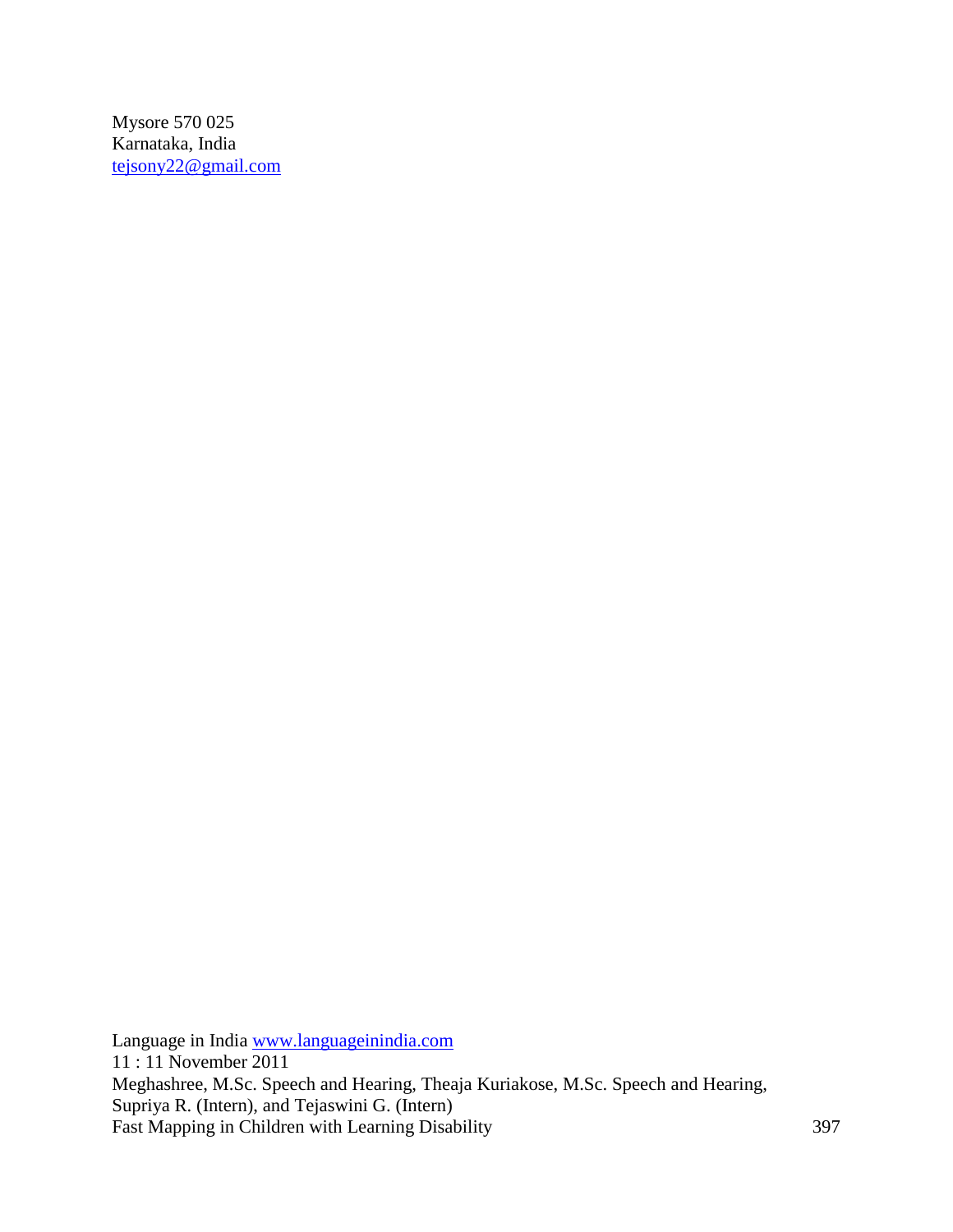Mysore 570 025
Karnataka, India
tejsony22@gmail.com